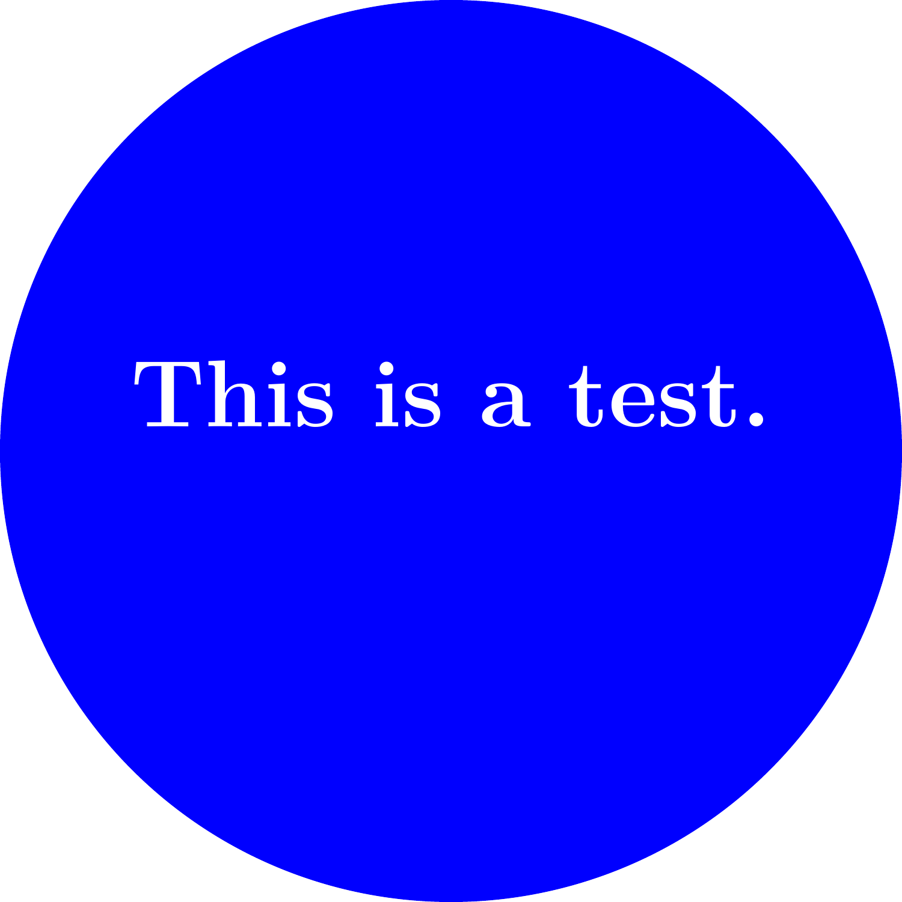This is a test.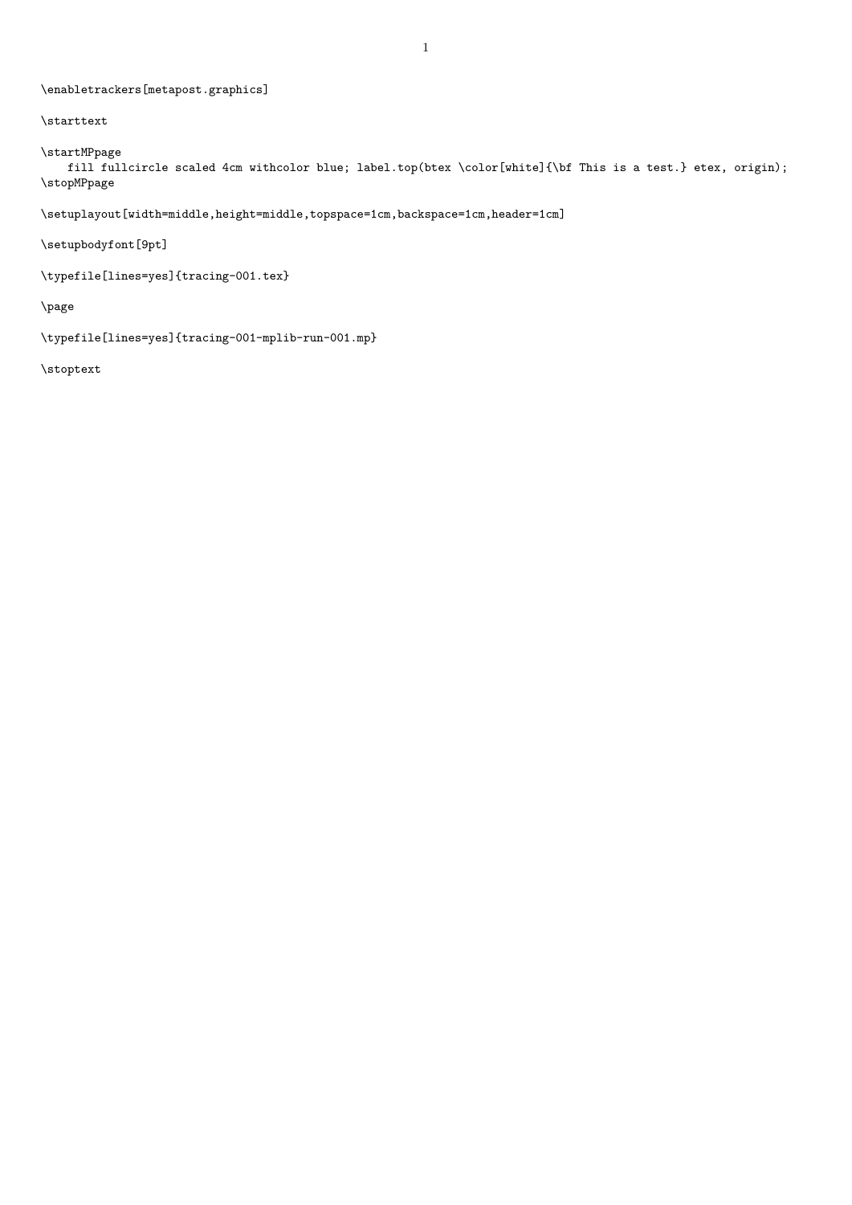```
\enabletrackers[metapost.graphics]

\starttext

\startMPpage
    fill fullcircle scaled 4cm withcolor blue; label.top(btex \color[white]{\bf This is a test.} etex, origin);
\stopMPpage

\setuplayout[width=middle,height=middle,topspace=1cm,backspace=1cm,header=1cm]

\setupbodyfont[9pt]

\typefile[lines=yes]{tracing-001.tex}

\page

\typefile[lines=yes]{tracing-001-mplib-run-001.mp}

\stoptext
```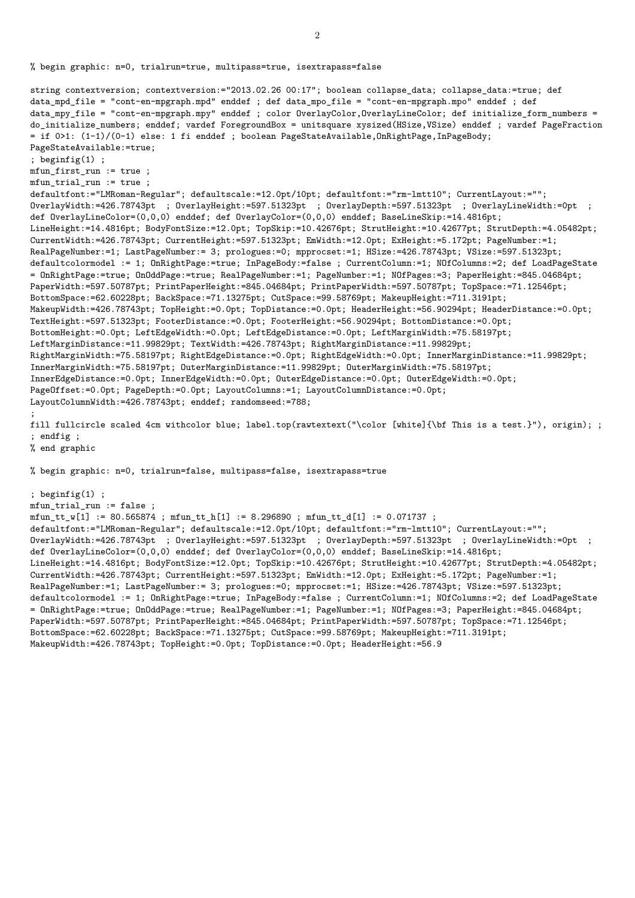```
% begin graphic: n=0, trialrun=true, multipass=true, isextrapass=false

string contextversion; contextversion:="2013.02.26 00:17"; boolean collapse_data; collapse_data:=true; def
data_mpd_file = "cont-en-mpgraph.mpd" enddef ; def data_mpo_file = "cont-en-mpgraph.mpo" enddef ; def
data_mpy_file = "cont-en-mpgraph.mpy" enddef ; color OverlayColor,OverlayLineColor; def initialize_form_numbers =
do_initialize_numbers; enddef; vardef ForegroundBox = unitsquare xysized(HSize,VSize) enddef ; vardef PageFraction
= if 0>1: (1-1)/(0-1) else: 1 fi enddef ; boolean PageStateAvailable,OnRightPage,InPageBody;
PageStateAvailable:=true;
; beginfig(1) ;
mfun_first_run := true ;
mfun_trial_run := true ;
defaultfont:="LMRoman-Regular"; defaultscale:=12.0pt/10pt; defaultfont:="rm-lmtt10"; CurrentLayout:="";
OverlayWidth:=426.78743pt  ; OverlayHeight:=597.51323pt  ; OverlayDepth:=597.51323pt  ; OverlayLineWidth:=0pt  ;
def OverlayLineColor=(0,0,0) enddef; def OverlayColor=(0,0,0) enddef; BaseLineSkip:=14.4816pt;
LineHeight:=14.4816pt; BodyFontSize:=12.0pt; TopSkip:=10.42676pt; StrutHeight:=10.42677pt; StrutDepth:=4.05482pt;
CurrentWidth:=426.78743pt; CurrentHeight:=597.51323pt; EmWidth:=12.0pt; ExHeight:=5.172pt; PageNumber:=1;
RealPageNumber:=1; LastPageNumber:= 3; prologues:=0; mpprocset:=1; HSize:=426.78743pt; VSize:=597.51323pt;
defaultcolormodel := 1; OnRightPage:=true; InPageBody:=false ; CurrentColumn:=1; NOfColumns:=2; def LoadPageState
= OnRightPage:=true; OnOddPage:=true; RealPageNumber:=1; PageNumber:=1; NOfPages:=3; PaperHeight:=845.04684pt;
PaperWidth:=597.50787pt; PrintPaperHeight:=845.04684pt; PrintPaperWidth:=597.50787pt; TopSpace:=71.12546pt;
BottomSpace:=62.60228pt; BackSpace:=71.13275pt; CutSpace:=99.58769pt; MakeupHeight:=711.3191pt;
MakeupWidth:=426.78743pt; TopHeight:=0.0pt; TopDistance:=0.0pt; HeaderHeight:=56.90294pt; HeaderDistance:=0.0pt;
TextHeight:=597.51323pt; FooterDistance:=0.0pt; FooterHeight:=56.90294pt; BottomDistance:=0.0pt;
BottomHeight:=0.0pt; LeftEdgeWidth:=0.0pt; LeftEdgeDistance:=0.0pt; LeftMarginWidth:=75.58197pt;
LeftMarginDistance:=11.99829pt; TextWidth:=426.78743pt; RightMarginDistance:=11.99829pt;
RightMarginWidth:=75.58197pt; RightEdgeDistance:=0.0pt; RightEdgeWidth:=0.0pt; InnerMarginDistance:=11.99829pt;
InnerMarginWidth:=75.58197pt; OuterMarginDistance:=11.99829pt; OuterMarginWidth:=75.58197pt;
InnerEdgeDistance:=0.0pt; InnerEdgeWidth:=0.0pt; OuterEdgeDistance:=0.0pt; OuterEdgeWidth:=0.0pt;
PageOffset:=0.0pt; PageDepth:=0.0pt; LayoutColumns:=1; LayoutColumnDistance:=0.0pt;
LayoutColumnWidth:=426.78743pt; enddef; randomseed:=788;
;
fill fullcircle scaled 4cm withcolor blue; label.top(rawtextext("\color [white]{\bf This is a test.}"), origin); ;
; endfig ;
% end graphic

% begin graphic: n=0, trialrun=false, multipass=false, isextrapass=true

; beginfig(1) ;
mfun_trial_run := false ;
mfun_tt_w[1] := 80.565874 ; mfun_tt_h[1] := 8.296890 ; mfun_tt_d[1] := 0.071737 ;
defaultfont:="LMRoman-Regular"; defaultscale:=12.0pt/10pt; defaultfont:="rm-lmtt10"; CurrentLayout:="";
OverlayWidth:=426.78743pt  ; OverlayHeight:=597.51323pt  ; OverlayDepth:=597.51323pt  ; OverlayLineWidth:=0pt  ;
def OverlayLineColor=(0,0,0) enddef; def OverlayColor=(0,0,0) enddef; BaseLineSkip:=14.4816pt;
LineHeight:=14.4816pt; BodyFontSize:=12.0pt; TopSkip:=10.42676pt; StrutHeight:=10.42677pt; StrutDepth:=4.05482pt;
CurrentWidth:=426.78743pt; CurrentHeight:=597.51323pt; EmWidth:=12.0pt; ExHeight:=5.172pt; PageNumber:=1;
RealPageNumber:=1; LastPageNumber:= 3; prologues:=0; mpprocset:=1; HSize:=426.78743pt; VSize:=597.51323pt;
defaultcolormodel := 1; OnRightPage:=true; InPageBody:=false ; CurrentColumn:=1; NOfColumns:=2; def LoadPageState
= OnRightPage:=true; OnOddPage:=true; RealPageNumber:=1; PageNumber:=1; NOfPages:=3; PaperHeight:=845.04684pt;
PaperWidth:=597.50787pt; PrintPaperHeight:=845.04684pt; PrintPaperWidth:=597.50787pt; TopSpace:=71.12546pt;
BottomSpace:=62.60228pt; BackSpace:=71.13275pt; CutSpace:=99.58769pt; MakeupHeight:=711.3191pt;
MakeupWidth:=426.78743pt; TopHeight:=0.0pt; TopDistance:=0.0pt; HeaderHeight:=56.9
```